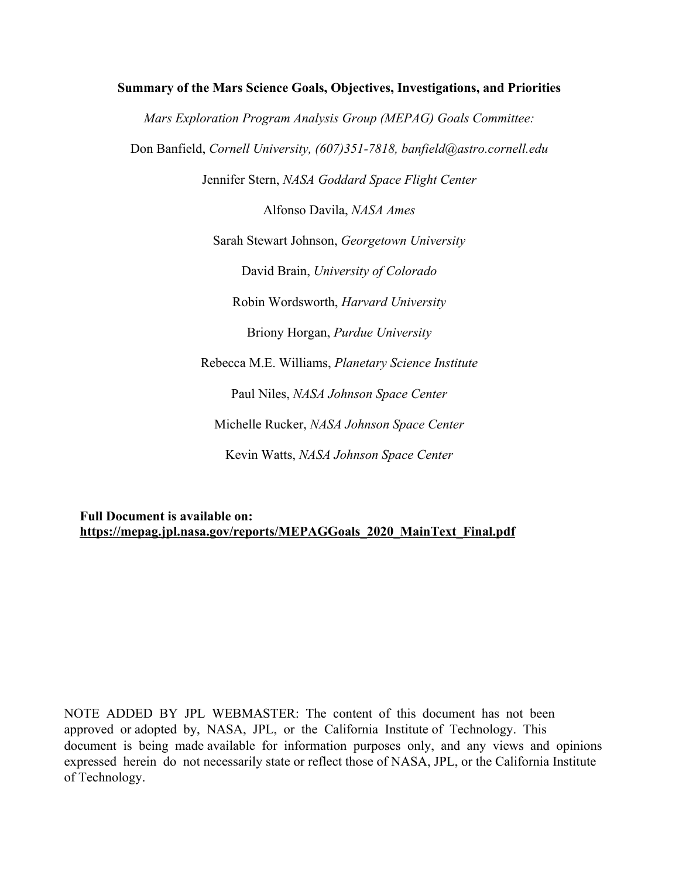# Summary of the Mars Science Goals, Objectives, Investigations, and Priorities

*Mars Exploration Program Analysis Group (MEPAG) Goals Committee:*

Don Banfield, *Cornell University, (607)351-7818, banfield@astro.cornell.edu*

Jennifer Stern, *NASA Goddard Space Flight Center*

Alfonso Davila, *NASA Ames*

Sarah Stewart Johnson, *Georgetown University*

David Brain, *University of Colorado*

Robin Wordsworth, *Harvard University*

Briony Horgan, *Purdue University*

Rebecca M.E. Williams, *Planetary Science Institute*

Paul Niles, *NASA Johnson Space Center*

Michelle Rucker, *NASA Johnson Space Center*

Kevin Watts, *NASA Johnson Space Center*

**Full Document is available on:**
**https://mepag.jpl.nasa.gov/reports/MEPAGGoals_2020_MainText_Final.pdf**

NOTE ADDED BY JPL WEBMASTER: The content of this document has not been approved or adopted by, NASA, JPL, or the California Institute of Technology. This document is being made available for information purposes only, and any views and opinions expressed herein do not necessarily state or reflect those of NASA, JPL, or the California Institute of Technology.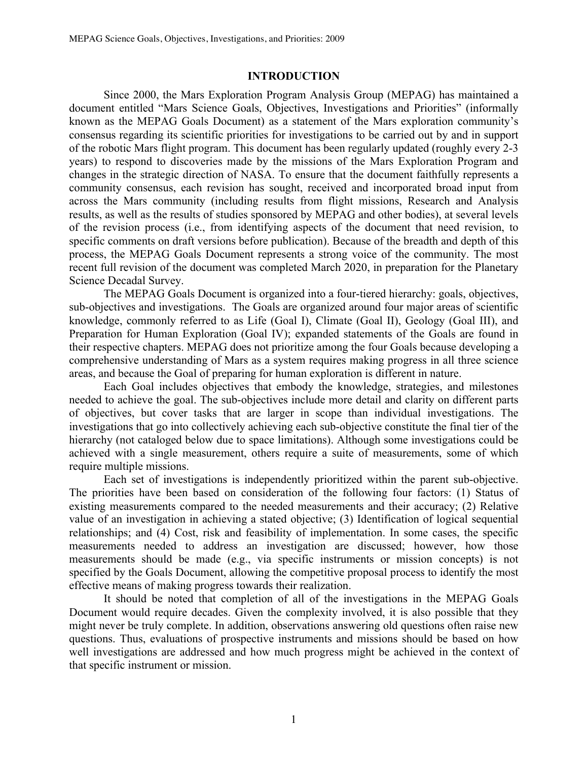## INTRODUCTION

Since 2000, the Mars Exploration Program Analysis Group (MEPAG) has maintained a document entitled "Mars Science Goals, Objectives, Investigations and Priorities" (informally known as the MEPAG Goals Document) as a statement of the Mars exploration community's consensus regarding its scientific priorities for investigations to be carried out by and in support of the robotic Mars flight program. This document has been regularly updated (roughly every 2-3 years) to respond to discoveries made by the missions of the Mars Exploration Program and changes in the strategic direction of NASA. To ensure that the document faithfully represents a community consensus, each revision has sought, received and incorporated broad input from across the Mars community (including results from flight missions, Research and Analysis results, as well as the results of studies sponsored by MEPAG and other bodies), at several levels of the revision process (i.e., from identifying aspects of the document that need revision, to specific comments on draft versions before publication). Because of the breadth and depth of this process, the MEPAG Goals Document represents a strong voice of the community. The most recent full revision of the document was completed March 2020, in preparation for the Planetary Science Decadal Survey.

The MEPAG Goals Document is organized into a four-tiered hierarchy: goals, objectives, sub-objectives and investigations. The Goals are organized around four major areas of scientific knowledge, commonly referred to as Life (Goal I), Climate (Goal II), Geology (Goal III), and Preparation for Human Exploration (Goal IV); expanded statements of the Goals are found in their respective chapters. MEPAG does not prioritize among the four Goals because developing a comprehensive understanding of Mars as a system requires making progress in all three science areas, and because the Goal of preparing for human exploration is different in nature.

Each Goal includes objectives that embody the knowledge, strategies, and milestones needed to achieve the goal. The sub-objectives include more detail and clarity on different parts of objectives, but cover tasks that are larger in scope than individual investigations. The investigations that go into collectively achieving each sub-objective constitute the final tier of the hierarchy (not cataloged below due to space limitations). Although some investigations could be achieved with a single measurement, others require a suite of measurements, some of which require multiple missions.

Each set of investigations is independently prioritized within the parent sub-objective. The priorities have been based on consideration of the following four factors: (1) Status of existing measurements compared to the needed measurements and their accuracy; (2) Relative value of an investigation in achieving a stated objective; (3) Identification of logical sequential relationships; and (4) Cost, risk and feasibility of implementation. In some cases, the specific measurements needed to address an investigation are discussed; however, how those measurements should be made (e.g., via specific instruments or mission concepts) is not specified by the Goals Document, allowing the competitive proposal process to identify the most effective means of making progress towards their realization.

It should be noted that completion of all of the investigations in the MEPAG Goals Document would require decades. Given the complexity involved, it is also possible that they might never be truly complete. In addition, observations answering old questions often raise new questions. Thus, evaluations of prospective instruments and missions should be based on how well investigations are addressed and how much progress might be achieved in the context of that specific instrument or mission.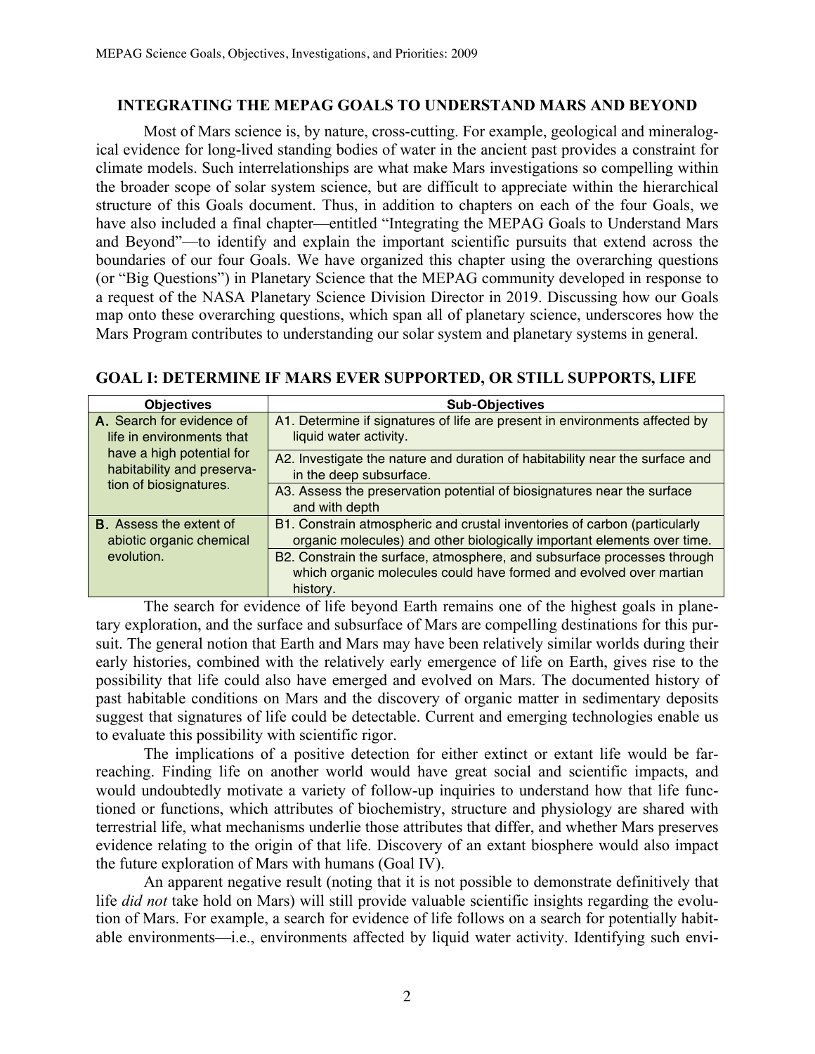## INTEGRATING THE MEPAG GOALS TO UNDERSTAND MARS AND BEYOND

Most of Mars science is, by nature, cross-cutting. For example, geological and mineralogical evidence for long-lived standing bodies of water in the ancient past provides a constraint for climate models. Such interrelationships are what make Mars investigations so compelling within the broader scope of solar system science, but are difficult to appreciate within the hierarchical structure of this Goals document. Thus, in addition to chapters on each of the four Goals, we have also included a final chapter—entitled "Integrating the MEPAG Goals to Understand Mars and Beyond"—to identify and explain the important scientific pursuits that extend across the boundaries of our four Goals. We have organized this chapter using the overarching questions (or "Big Questions") in Planetary Science that the MEPAG community developed in response to a request of the NASA Planetary Science Division Director in 2019. Discussing how our Goals map onto these overarching questions, which span all of planetary science, underscores how the Mars Program contributes to understanding our solar system and planetary systems in general.

## GOAL I: DETERMINE IF MARS EVER SUPPORTED, OR STILL SUPPORTS, LIFE

| Objectives | Sub-Objectives |
|---|---|
| **A.** Search for evidence of life in environments that have a high potential for habitability and preservation of biosignatures. | A1. Determine if signatures of life are present in environments affected by liquid water activity. |
| | A2. Investigate the nature and duration of habitability near the surface and in the deep subsurface. |
| | A3. Assess the preservation potential of biosignatures near the surface and with depth |
| **B.** Assess the extent of abiotic organic chemical evolution. | B1. Constrain atmospheric and crustal inventories of carbon (particularly organic molecules) and other biologically important elements over time. |
| | B2. Constrain the surface, atmosphere, and subsurface processes through which organic molecules could have formed and evolved over martian history. |

The search for evidence of life beyond Earth remains one of the highest goals in planetary exploration, and the surface and subsurface of Mars are compelling destinations for this pursuit. The general notion that Earth and Mars may have been relatively similar worlds during their early histories, combined with the relatively early emergence of life on Earth, gives rise to the possibility that life could also have emerged and evolved on Mars. The documented history of past habitable conditions on Mars and the discovery of organic matter in sedimentary deposits suggest that signatures of life could be detectable. Current and emerging technologies enable us to evaluate this possibility with scientific rigor.

The implications of a positive detection for either extinct or extant life would be far-reaching. Finding life on another world would have great social and scientific impacts, and would undoubtedly motivate a variety of follow-up inquiries to understand how that life functioned or functions, which attributes of biochemistry, structure and physiology are shared with terrestrial life, what mechanisms underlie those attributes that differ, and whether Mars preserves evidence relating to the origin of that life. Discovery of an extant biosphere would also impact the future exploration of Mars with humans (Goal IV).

An apparent negative result (noting that it is not possible to demonstrate definitively that life *did not* take hold on Mars) will still provide valuable scientific insights regarding the evolution of Mars. For example, a search for evidence of life follows on a search for potentially habitable environments—i.e., environments affected by liquid water activity. Identifying such envi-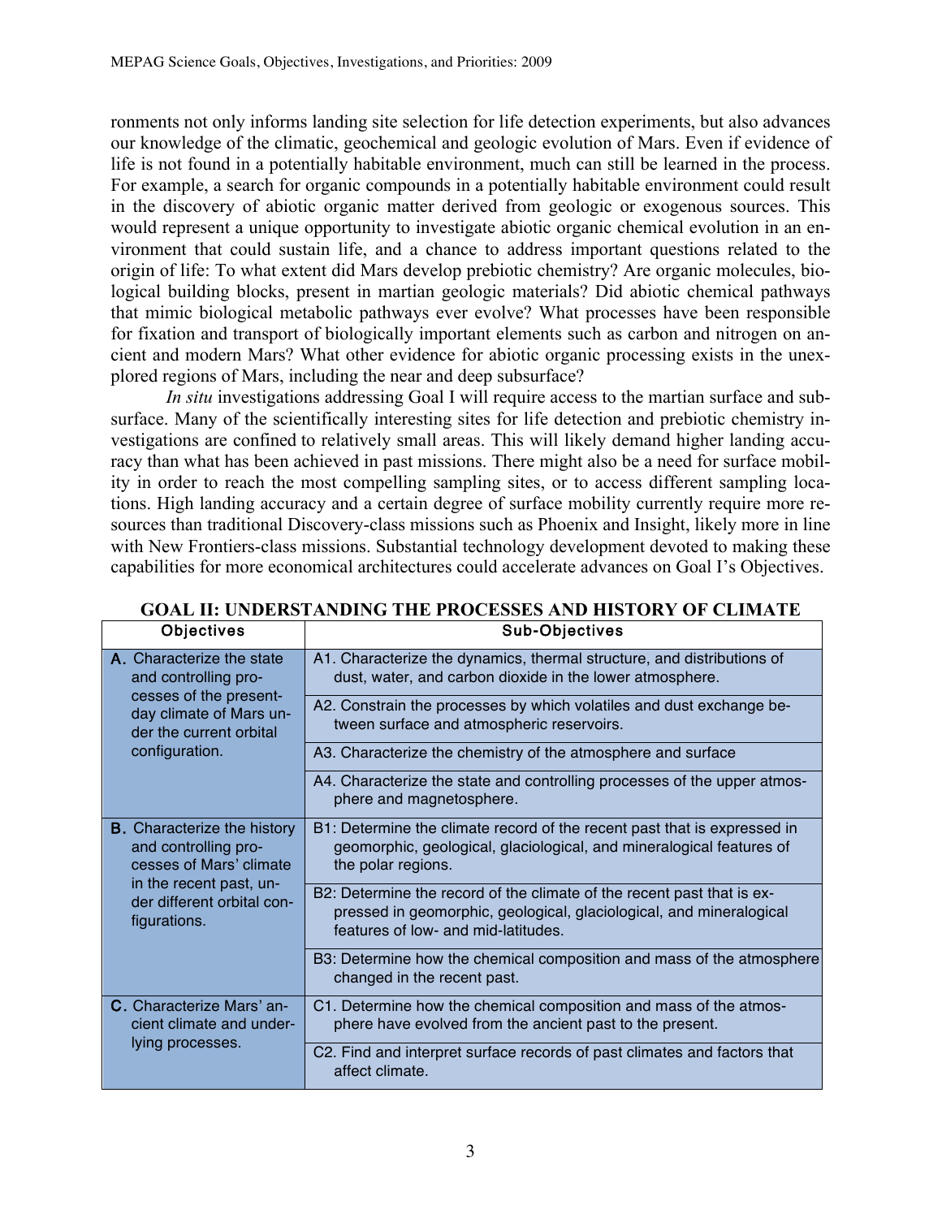ronments not only informs landing site selection for life detection experiments, but also advances our knowledge of the climatic, geochemical and geologic evolution of Mars. Even if evidence of life is not found in a potentially habitable environment, much can still be learned in the process. For example, a search for organic compounds in a potentially habitable environment could result in the discovery of abiotic organic matter derived from geologic or exogenous sources. This would represent a unique opportunity to investigate abiotic organic chemical evolution in an environment that could sustain life, and a chance to address important questions related to the origin of life: To what extent did Mars develop prebiotic chemistry? Are organic molecules, biological building blocks, present in martian geologic materials? Did abiotic chemical pathways that mimic biological metabolic pathways ever evolve? What processes have been responsible for fixation and transport of biologically important elements such as carbon and nitrogen on ancient and modern Mars? What other evidence for abiotic organic processing exists in the unexplored regions of Mars, including the near and deep subsurface?

*In situ* investigations addressing Goal I will require access to the martian surface and subsurface. Many of the scientifically interesting sites for life detection and prebiotic chemistry investigations are confined to relatively small areas. This will likely demand higher landing accuracy than what has been achieved in past missions. There might also be a need for surface mobility in order to reach the most compelling sampling sites, or to access different sampling locations. High landing accuracy and a certain degree of surface mobility currently require more resources than traditional Discovery-class missions such as Phoenix and Insight, likely more in line with New Frontiers-class missions. Substantial technology development devoted to making these capabilities for more economical architectures could accelerate advances on Goal I's Objectives.

## GOAL II: UNDERSTANDING THE PROCESSES AND HISTORY OF CLIMATE

| Objectives | Sub-Objectives |
|---|---|
| **A.** Characterize the state and controlling processes of the present-day climate of Mars under the current orbital configuration. | A1. Characterize the dynamics, thermal structure, and distributions of dust, water, and carbon dioxide in the lower atmosphere. |
| | A2. Constrain the processes by which volatiles and dust exchange between surface and atmospheric reservoirs. |
| | A3. Characterize the chemistry of the atmosphere and surface |
| | A4. Characterize the state and controlling processes of the upper atmosphere and magnetosphere. |
| **B.** Characterize the history and controlling processes of Mars' climate in the recent past, under different orbital configurations. | B1: Determine the climate record of the recent past that is expressed in geomorphic, geological, glaciological, and mineralogical features of the polar regions. |
| | B2: Determine the record of the climate of the recent past that is expressed in geomorphic, geological, glaciological, and mineralogical features of low- and mid-latitudes. |
| | B3: Determine how the chemical composition and mass of the atmosphere changed in the recent past. |
| **C.** Characterize Mars' ancient climate and underlying processes. | C1. Determine how the chemical composition and mass of the atmosphere have evolved from the ancient past to the present. |
| | C2. Find and interpret surface records of past climates and factors that affect climate. |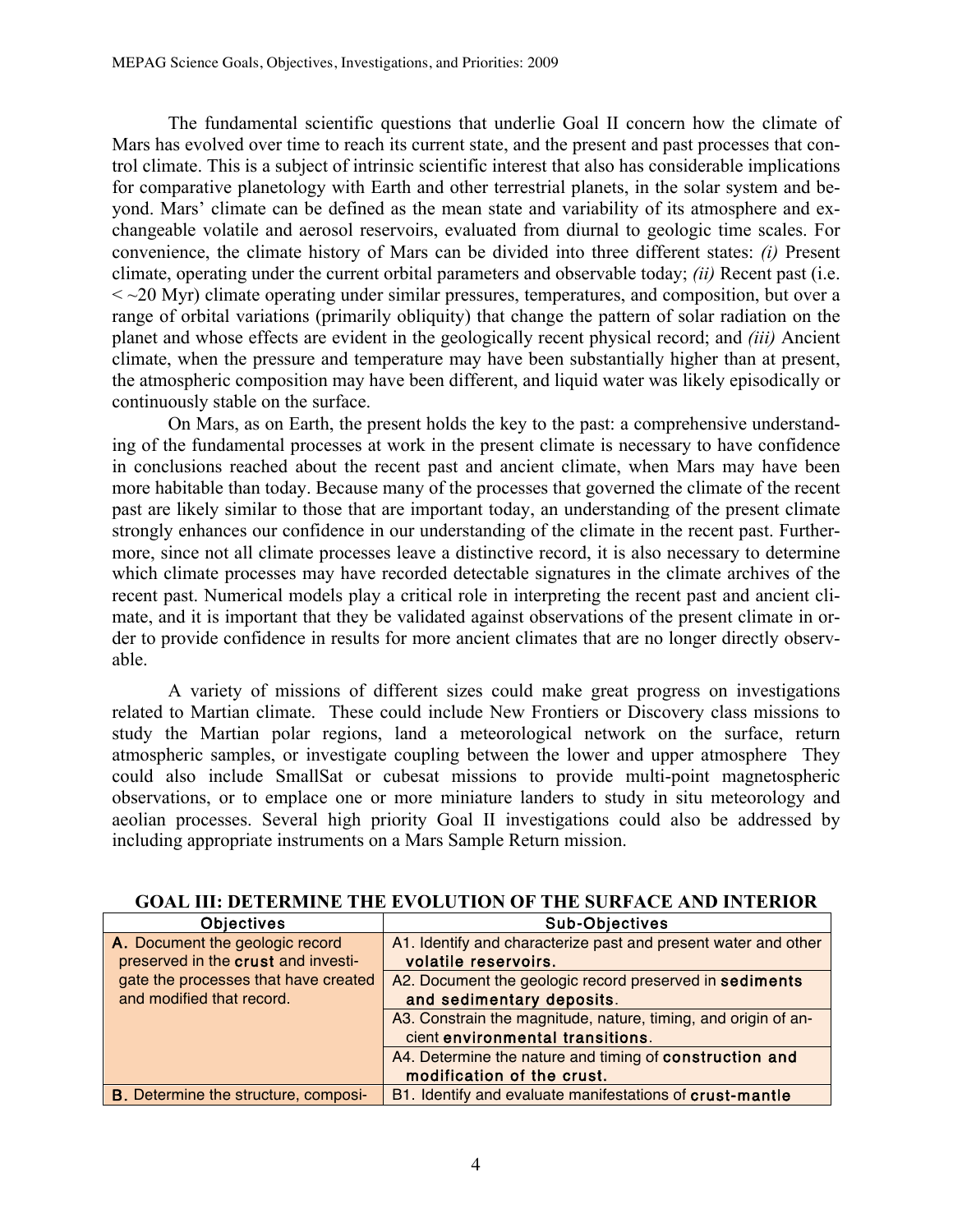The fundamental scientific questions that underlie Goal II concern how the climate of Mars has evolved over time to reach its current state, and the present and past processes that control climate. This is a subject of intrinsic scientific interest that also has considerable implications for comparative planetology with Earth and other terrestrial planets, in the solar system and beyond. Mars' climate can be defined as the mean state and variability of its atmosphere and exchangeable volatile and aerosol reservoirs, evaluated from diurnal to geologic time scales. For convenience, the climate history of Mars can be divided into three different states: *(i)* Present climate, operating under the current orbital parameters and observable today; *(ii)* Recent past (i.e. $< \sim 20$ Myr) climate operating under similar pressures, temperatures, and composition, but over a range of orbital variations (primarily obliquity) that change the pattern of solar radiation on the planet and whose effects are evident in the geologically recent physical record; and *(iii)* Ancient climate, when the pressure and temperature may have been substantially higher than at present, the atmospheric composition may have been different, and liquid water was likely episodically or continuously stable on the surface.

On Mars, as on Earth, the present holds the key to the past: a comprehensive understanding of the fundamental processes at work in the present climate is necessary to have confidence in conclusions reached about the recent past and ancient climate, when Mars may have been more habitable than today. Because many of the processes that governed the climate of the recent past are likely similar to those that are important today, an understanding of the present climate strongly enhances our confidence in our understanding of the climate in the recent past. Furthermore, since not all climate processes leave a distinctive record, it is also necessary to determine which climate processes may have recorded detectable signatures in the climate archives of the recent past. Numerical models play a critical role in interpreting the recent past and ancient climate, and it is important that they be validated against observations of the present climate in order to provide confidence in results for more ancient climates that are no longer directly observable.

A variety of missions of different sizes could make great progress on investigations related to Martian climate. These could include New Frontiers or Discovery class missions to study the Martian polar regions, land a meteorological network on the surface, return atmospheric samples, or investigate coupling between the lower and upper atmosphere They could also include SmallSat or cubesat missions to provide multi-point magnetospheric observations, or to emplace one or more miniature landers to study in situ meteorology and aeolian processes. Several high priority Goal II investigations could also be addressed by including appropriate instruments on a Mars Sample Return mission.

## GOAL III: DETERMINE THE EVOLUTION OF THE SURFACE AND INTERIOR

| Objectives | Sub-Objectives |
|---|---|
| **A.** Document the geologic record preserved in the **crust** and investigate the processes that have created and modified that record. | A1. Identify and characterize past and present water and other **volatile reservoirs.** |
| | A2. Document the geologic record preserved in **sediments and sedimentary deposits**. |
| | A3. Constrain the magnitude, nature, timing, and origin of ancient **environmental transitions**. |
| | A4. Determine the nature and timing of **construction and modification of the crust.** |
| **B.** Determine the structure, composi- | B1. Identify and evaluate manifestations of **crust-mantle** |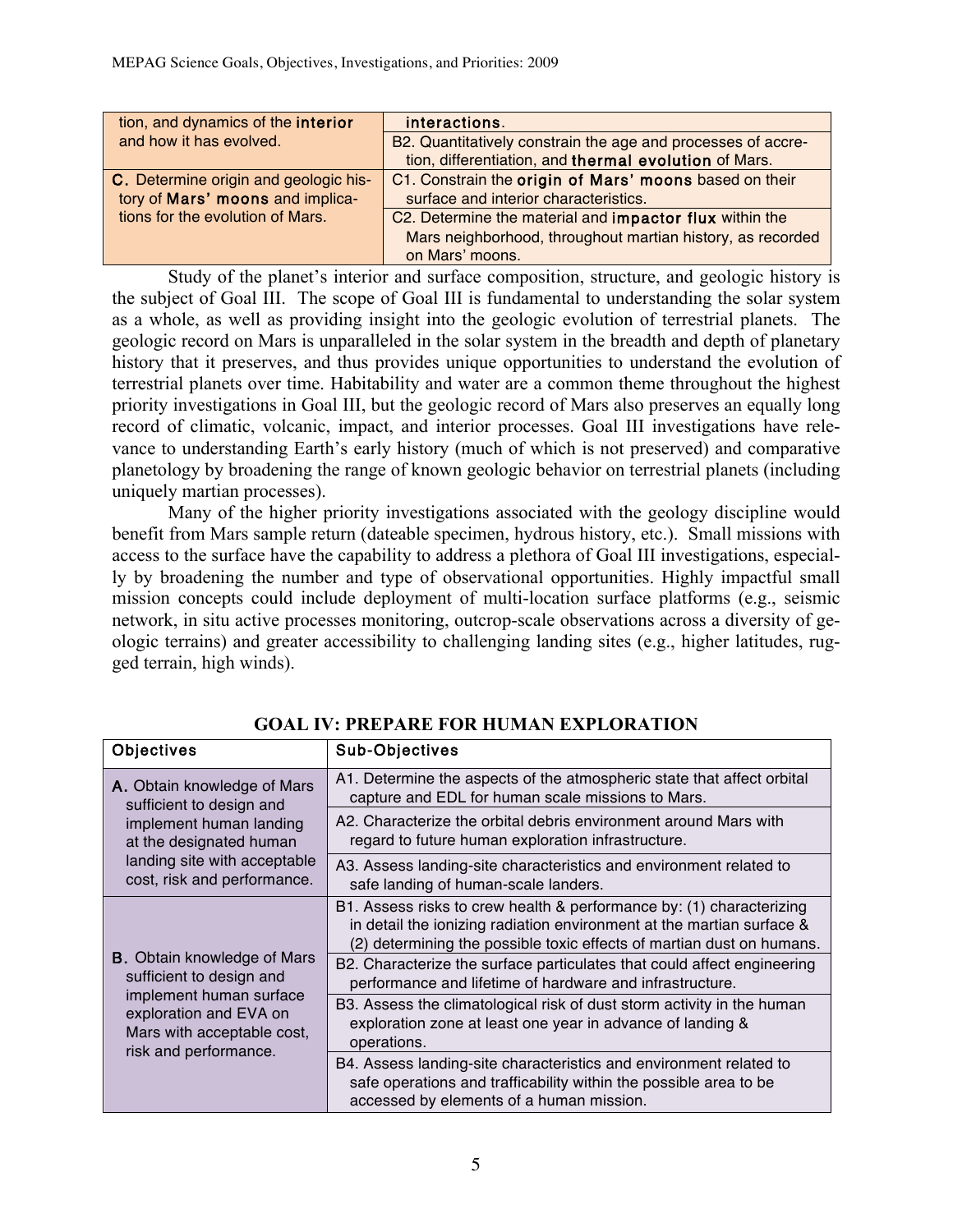| | |
|---|---|
| tion, and dynamics of the **interior** and how it has evolved. | **interactions**. |
| | B2. Quantitatively constrain the age and processes of accretion, differentiation, and **thermal evolution** of Mars. |
| **C.** Determine origin and geologic history of **Mars' moons** and implications for the evolution of Mars. | C1. Constrain the **origin of Mars' moons** based on their surface and interior characteristics. |
| | C2. Determine the material and **impactor flux** within the Mars neighborhood, throughout martian history, as recorded on Mars' moons. |

Study of the planet's interior and surface composition, structure, and geologic history is the subject of Goal III. The scope of Goal III is fundamental to understanding the solar system as a whole, as well as providing insight into the geologic evolution of terrestrial planets. The geologic record on Mars is unparalleled in the solar system in the breadth and depth of planetary history that it preserves, and thus provides unique opportunities to understand the evolution of terrestrial planets over time. Habitability and water are a common theme throughout the highest priority investigations in Goal III, but the geologic record of Mars also preserves an equally long record of climatic, volcanic, impact, and interior processes. Goal III investigations have relevance to understanding Earth's early history (much of which is not preserved) and comparative planetology by broadening the range of known geologic behavior on terrestrial planets (including uniquely martian processes).

Many of the higher priority investigations associated with the geology discipline would benefit from Mars sample return (dateable specimen, hydrous history, etc.). Small missions with access to the surface have the capability to address a plethora of Goal III investigations, especially by broadening the number and type of observational opportunities. Highly impactful small mission concepts could include deployment of multi-location surface platforms (e.g., seismic network, in situ active processes monitoring, outcrop-scale observations across a diversity of geologic terrains) and greater accessibility to challenging landing sites (e.g., higher latitudes, rugged terrain, high winds).

## GOAL IV: PREPARE FOR HUMAN EXPLORATION

| Objectives | Sub-Objectives |
|---|---|
| **A.** Obtain knowledge of Mars sufficient to design and implement human landing at the designated human landing site with acceptable cost, risk and performance. | A1. Determine the aspects of the atmospheric state that affect orbital capture and EDL for human scale missions to Mars. |
| | A2. Characterize the orbital debris environment around Mars with regard to future human exploration infrastructure. |
| | A3. Assess landing-site characteristics and environment related to safe landing of human-scale landers. |
| **B.** Obtain knowledge of Mars sufficient to design and implement human surface exploration and EVA on Mars with acceptable cost, risk and performance. | B1. Assess risks to crew health & performance by: (1) characterizing in detail the ionizing radiation environment at the martian surface & (2) determining the possible toxic effects of martian dust on humans. |
| | B2. Characterize the surface particulates that could affect engineering performance and lifetime of hardware and infrastructure. |
| | B3. Assess the climatological risk of dust storm activity in the human exploration zone at least one year in advance of landing & operations. |
| | B4. Assess landing-site characteristics and environment related to safe operations and trafficability within the possible area to be accessed by elements of a human mission. |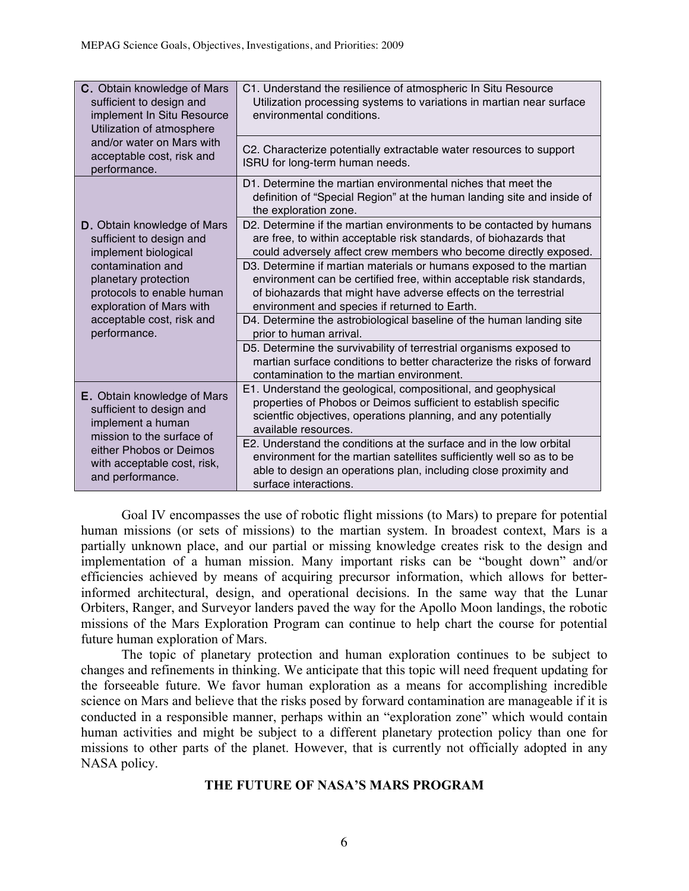| | |
|---|---|
| **C.** Obtain knowledge of Mars sufficient to design and implement In Situ Resource Utilization of atmosphere and/or water on Mars with acceptable cost, risk and performance. | C1. Understand the resilience of atmospheric In Situ Resource Utilization processing systems to variations in martian near surface environmental conditions. |
| | C2. Characterize potentially extractable water resources to support ISRU for long-term human needs. |
| **D.** Obtain knowledge of Mars sufficient to design and implement biological contamination and planetary protection protocols to enable human exploration of Mars with acceptable cost, risk and performance. | D1. Determine the martian environmental niches that meet the definition of "Special Region" at the human landing site and inside of the exploration zone. |
| | D2. Determine if the martian environments to be contacted by humans are free, to within acceptable risk standards, of biohazards that could adversely affect crew members who become directly exposed. |
| | D3. Determine if martian materials or humans exposed to the martian environment can be certified free, within acceptable risk standards, of biohazards that might have adverse effects on the terrestrial environment and species if returned to Earth. |
| | D4. Determine the astrobiological baseline of the human landing site prior to human arrival. |
| | D5. Determine the survivability of terrestrial organisms exposed to martian surface conditions to better characterize the risks of forward contamination to the martian environment. |
| **E.** Obtain knowledge of Mars sufficient to design and implement a human mission to the surface of either Phobos or Deimos with acceptable cost, risk, and performance. | E1. Understand the geological, compositional, and geophysical properties of Phobos or Deimos sufficient to establish specific scientfic objectives, operations planning, and any potentially available resources. |
| | E2. Understand the conditions at the surface and in the low orbital environment for the martian satellites sufficiently well so as to be able to design an operations plan, including close proximity and surface interactions. |

Goal IV encompasses the use of robotic flight missions (to Mars) to prepare for potential human missions (or sets of missions) to the martian system. In broadest context, Mars is a partially unknown place, and our partial or missing knowledge creates risk to the design and implementation of a human mission. Many important risks can be "bought down" and/or efficiencies achieved by means of acquiring precursor information, which allows for better-informed architectural, design, and operational decisions. In the same way that the Lunar Orbiters, Ranger, and Surveyor landers paved the way for the Apollo Moon landings, the robotic missions of the Mars Exploration Program can continue to help chart the course for potential future human exploration of Mars.

The topic of planetary protection and human exploration continues to be subject to changes and refinements in thinking. We anticipate that this topic will need frequent updating for the forseeable future. We favor human exploration as a means for accomplishing incredible science on Mars and believe that the risks posed by forward contamination are manageable if it is conducted in a responsible manner, perhaps within an "exploration zone" which would contain human activities and might be subject to a different planetary protection policy than one for missions to other parts of the planet. However, that is currently not officially adopted in any NASA policy.

## THE FUTURE OF NASA'S MARS PROGRAM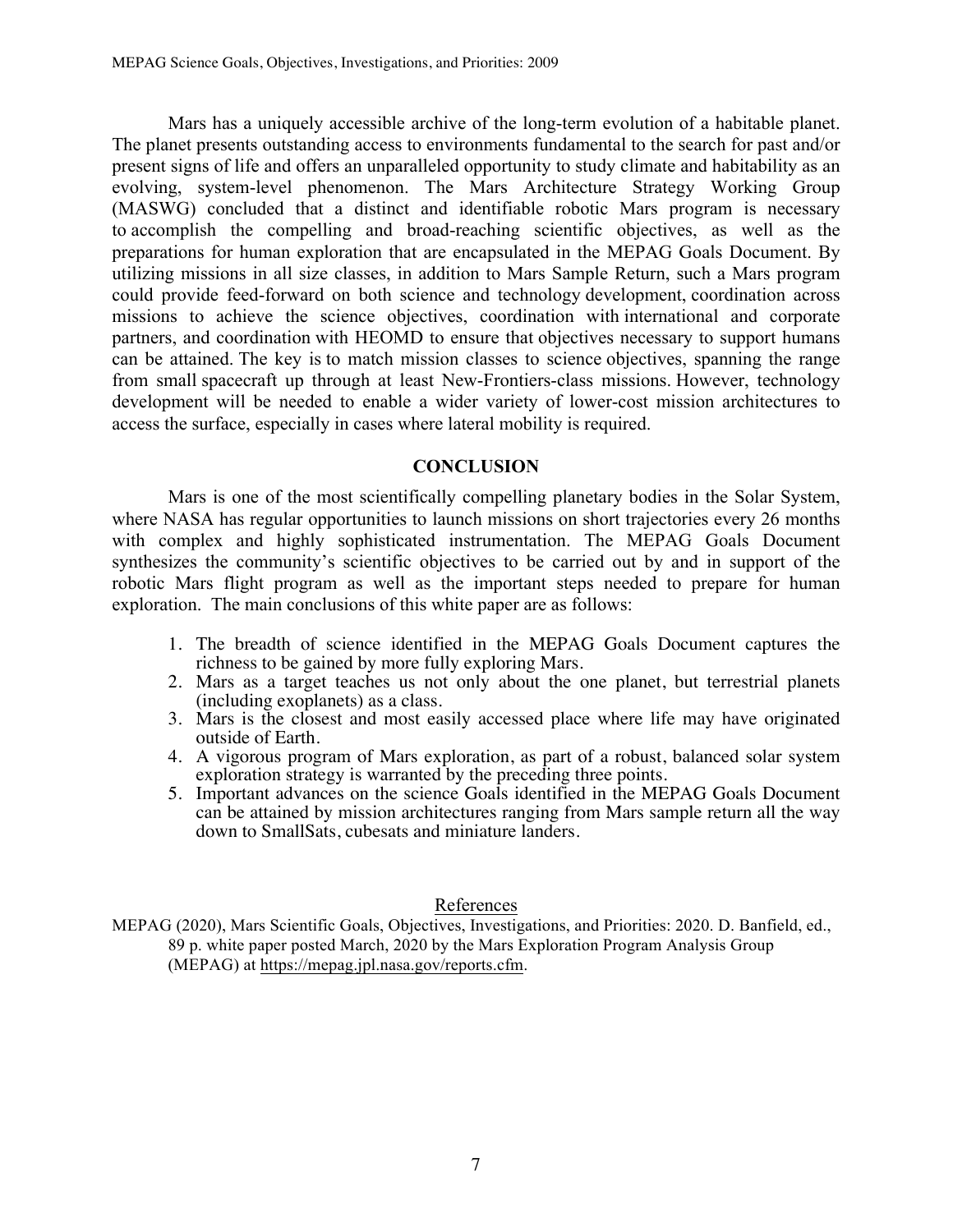Mars has a uniquely accessible archive of the long-term evolution of a habitable planet. The planet presents outstanding access to environments fundamental to the search for past and/or present signs of life and offers an unparalleled opportunity to study climate and habitability as an evolving, system-level phenomenon. The Mars Architecture Strategy Working Group (MASWG) concluded that a distinct and identifiable robotic Mars program is necessary to accomplish the compelling and broad-reaching scientific objectives, as well as the preparations for human exploration that are encapsulated in the MEPAG Goals Document. By utilizing missions in all size classes, in addition to Mars Sample Return, such a Mars program could provide feed-forward on both science and technology development, coordination across missions to achieve the science objectives, coordination with international and corporate partners, and coordination with HEOMD to ensure that objectives necessary to support humans can be attained. The key is to match mission classes to science objectives, spanning the range from small spacecraft up through at least New-Frontiers-class missions. However, technology development will be needed to enable a wider variety of lower-cost mission architectures to access the surface, especially in cases where lateral mobility is required.

## CONCLUSION

Mars is one of the most scientifically compelling planetary bodies in the Solar System, where NASA has regular opportunities to launch missions on short trajectories every 26 months with complex and highly sophisticated instrumentation. The MEPAG Goals Document synthesizes the community's scientific objectives to be carried out by and in support of the robotic Mars flight program as well as the important steps needed to prepare for human exploration. The main conclusions of this white paper are as follows:

1. The breadth of science identified in the MEPAG Goals Document captures the richness to be gained by more fully exploring Mars.
2. Mars as a target teaches us not only about the one planet, but terrestrial planets (including exoplanets) as a class.
3. Mars is the closest and most easily accessed place where life may have originated outside of Earth.
4. A vigorous program of Mars exploration, as part of a robust, balanced solar system exploration strategy is warranted by the preceding three points.
5. Important advances on the science Goals identified in the MEPAG Goals Document can be attained by mission architectures ranging from Mars sample return all the way down to SmallSats, cubesats and miniature landers.

## References

MEPAG (2020), Mars Scientific Goals, Objectives, Investigations, and Priorities: 2020. D. Banfield, ed., 89 p. white paper posted March, 2020 by the Mars Exploration Program Analysis Group (MEPAG) at https://mepag.jpl.nasa.gov/reports.cfm.